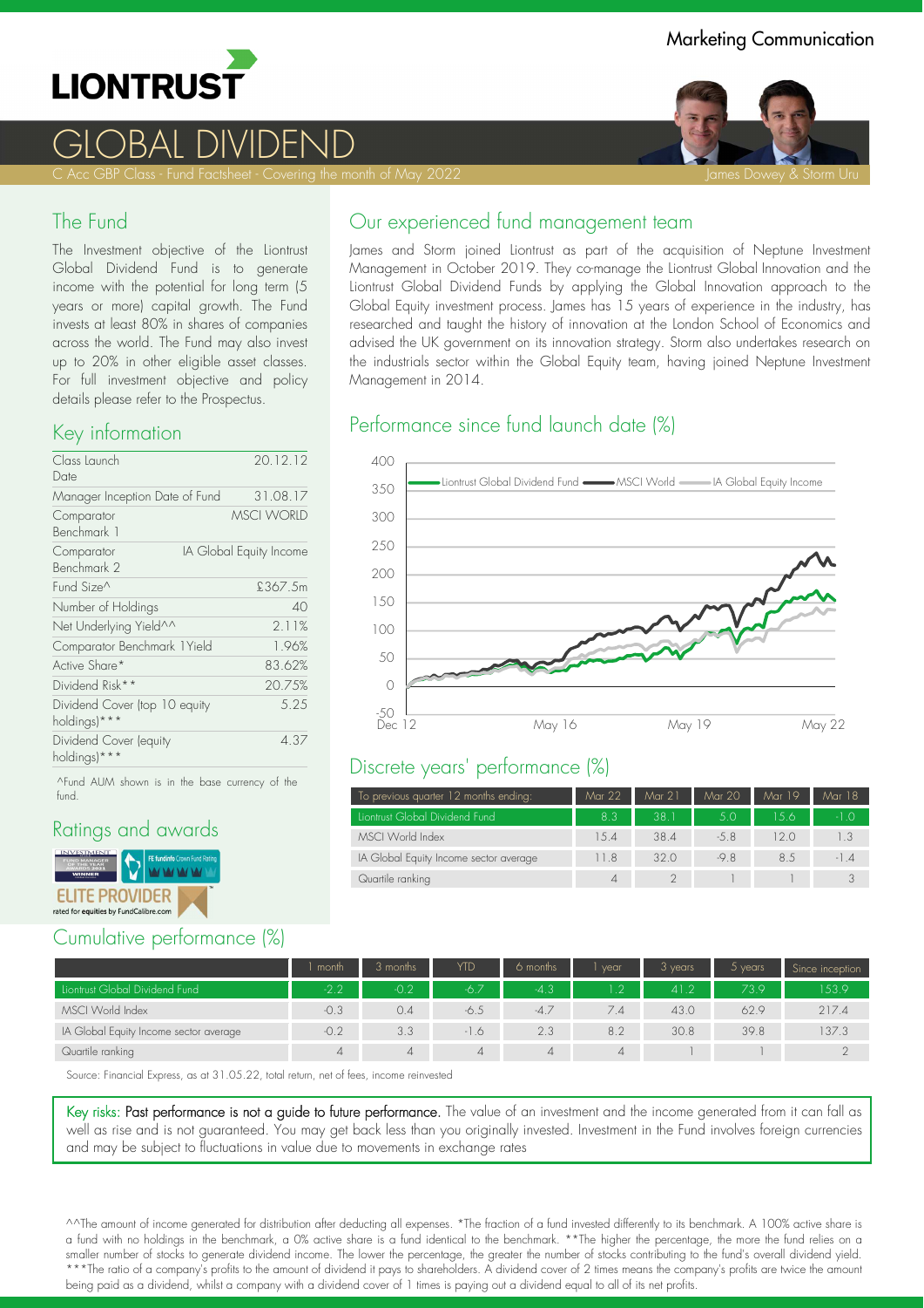Marketing Communication

# GLOBAL DIVIDEND

C Acc GBP Class - Fund Factsheet - Covering the month of May 2022

James Dowey & Storm Uru

## The Fund

The Investment objective of the Liontrust Global Dividend Fund is to generate income with the potential for long term (5 years or more) capital growth. The Fund invests at least 80% in shares of companies across the world. The Fund may also invest up to 20% in other eligible asset classes. For full investment objective and policy details please refer to the Prospectus.

## Key information

| | |
|---|---|
| Class Launch Date | 20.12.12 |
| Manager Inception Date of Fund | 31.08.17 |
| Comparator Benchmark 1 | MSCI WORLD |
| Comparator Benchmark 2 | IA Global Equity Income |
| Fund Size^ | £367.5m |
| Number of Holdings | 40 |
| Net Underlying Yield^^ | 2.11% |
| Comparator Benchmark 1Yield | 1.96% |
| Active Share* | 83.62% |
| Dividend Risk** | 20.75% |
| Dividend Cover (top 10 equity holdings)*** | 5.25 |
| Dividend Cover (equity holdings)*** | 4.37 |

^Fund AUM shown is in the base currency of the fund.

## Ratings and awards

## Our experienced fund management team

James and Storm joined Liontrust as part of the acquisition of Neptune Investment Management in October 2019. They co-manage the Liontrust Global Innovation and the Liontrust Global Dividend Funds by applying the Global Innovation approach to the Global Equity investment process. James has 15 years of experience in the industry, has researched and taught the history of innovation at the London School of Economics and advised the UK government on its innovation strategy. Storm also undertakes research on the industrials sector within the Global Equity team, having joined Neptune Investment Management in 2014.

## Performance since fund launch date (%)

## Discrete years' performance (%)

| To previous quarter 12 months ending: | Mar 22 | Mar 21 | Mar 20 | Mar 19 | Mar 18 |
|---|---|---|---|---|---|
| Liontrust Global Dividend Fund | 8.3 | 38.1 | 5.0 | 15.6 | -1.0 |
| MSCI World Index | 15.4 | 38.4 | -5.8 | 12.0 | 1.3 |
| IA Global Equity Income sector average | 11.8 | 32.0 | -9.8 | 8.5 | -1.4 |
| Quartile ranking | 4 | 2 | 1 | 1 | 3 |

## Cumulative performance (%)

| | 1 month | 3 months | YTD | 6 months | 1 year | 3 years | 5 years | Since inception |
|---|---|---|---|---|---|---|---|---|
| Liontrust Global Dividend Fund | -2.2 | -0.2 | -6.7 | -4.3 | 1.2 | 41.2 | 73.9 | 153.9 |
| MSCI World Index | -0.3 | 0.4 | -6.5 | -4.7 | 7.4 | 43.0 | 62.9 | 217.4 |
| IA Global Equity Income sector average | -0.2 | 3.3 | -1.6 | 2.3 | 8.2 | 30.8 | 39.8 | 137.3 |
| Quartile ranking | 4 | 4 | 4 | 4 | 4 | 1 | 1 | 2 |

Source: Financial Express, as at 31.05.22, total return, net of fees, income reinvested

Key risks: Past performance is not a guide to future performance. The value of an investment and the income generated from it can fall as well as rise and is not guaranteed. You may get back less than you originally invested. Investment in the Fund involves foreign currencies and may be subject to fluctuations in value due to movements in exchange rates

^^The amount of income generated for distribution after deducting all expenses. *The fraction of a fund invested differently to its benchmark. A 100% active share is a fund with no holdings in the benchmark, a 0% active share is a fund identical to the benchmark. **The higher the percentage, the more the fund relies on a smaller number of stocks to generate dividend income. The lower the percentage, the greater the number of stocks contributing to the fund's overall dividend yield. ***The ratio of a company's profits to the amount of dividend it pays to shareholders. A dividend cover of 2 times means the company's profits are twice the amount being paid as a dividend, whilst a company with a dividend cover of 1 times is paying out a dividend equal to all of its net profits.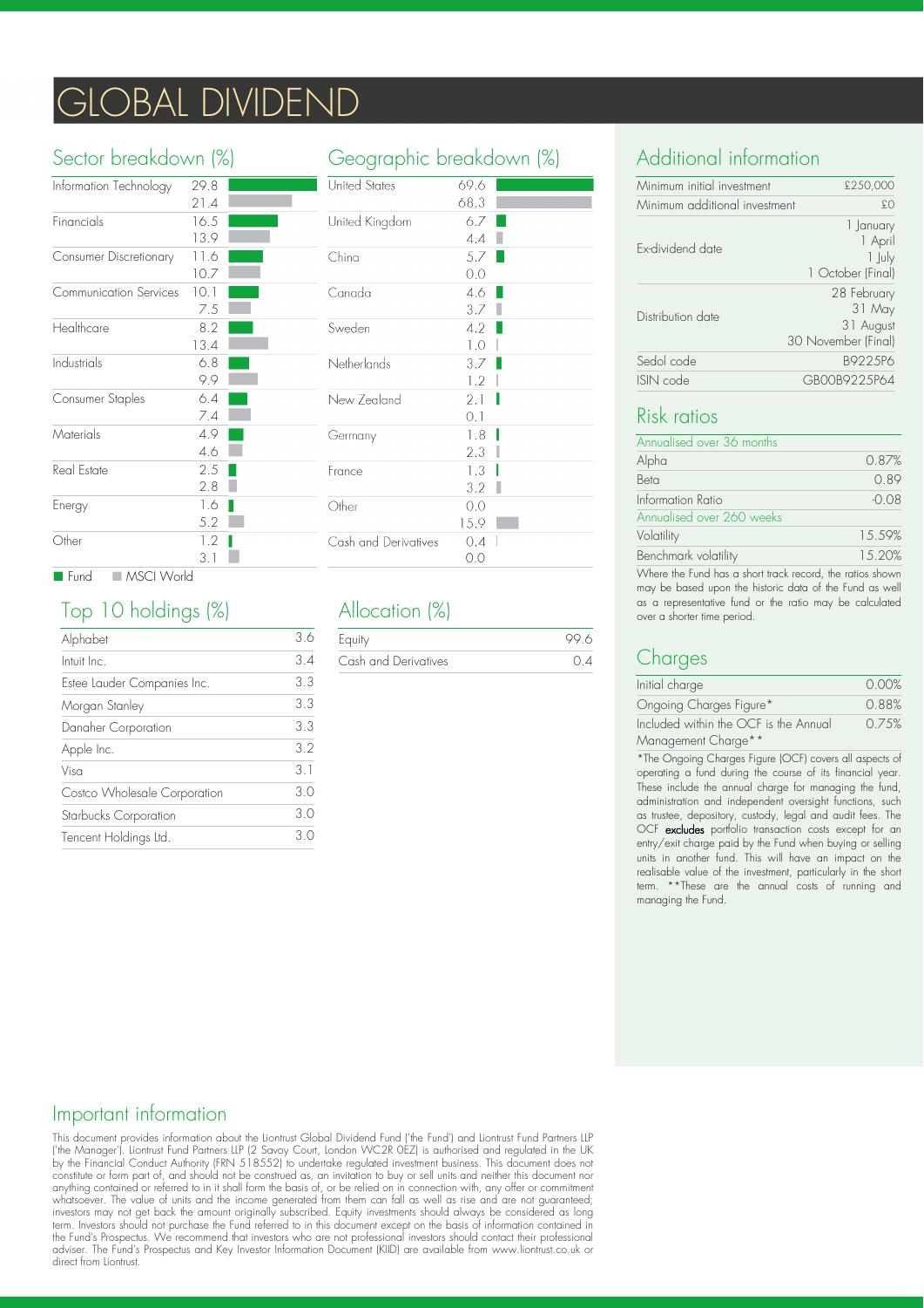# GLOBAL DIVIDEND

## Sector breakdown (%)

| | Fund | MSCI World |
|---|---|---|
| Information Technology | 29.8 | 21.4 |
| Financials | 16.5 | 13.9 |
| Consumer Discretionary | 11.6 | 10.7 |
| Communication Services | 10.1 | 7.5 |
| Healthcare | 8.2 | 13.4 |
| Industrials | 6.8 | 9.9 |
| Consumer Staples | 6.4 | 7.4 |
| Materials | 4.9 | 4.6 |
| Real Estate | 2.5 | 2.8 |
| Energy | 1.6 | 5.2 |
| Other | 1.2 | 3.1 |

■ Fund ■ MSCI World

## Geographic breakdown (%)

| | Fund | MSCI World |
|---|---|---|
| United States | 69.6 | 68.3 |
| United Kingdom | 6.7 | 4.4 |
| China | 5.7 | 0.0 |
| Canada | 4.6 | 3.7 |
| Sweden | 4.2 | 1.0 |
| Netherlands | 3.7 | 1.2 |
| New Zealand | 2.1 | 0.1 |
| Germany | 1.8 | 2.3 |
| France | 1.3 | 3.2 |
| Other | 0.0 | 15.9 |
| Cash and Derivatives | 0.4 | 0.0 |

## Top 10 holdings (%)

| | |
|---|---|
| Alphabet | 3.6 |
| Intuit Inc. | 3.4 |
| Estee Lauder Companies Inc. | 3.3 |
| Morgan Stanley | 3.3 |
| Danaher Corporation | 3.3 |
| Apple Inc. | 3.2 |
| Visa | 3.1 |
| Costco Wholesale Corporation | 3.0 |
| Starbucks Corporation | 3.0 |
| Tencent Holdings Ltd. | 3.0 |

## Allocation (%)

| | |
|---|---|
| Equity | 99.6 |
| Cash and Derivatives | 0.4 |

## Additional information

| | |
|---|---|
| Minimum initial investment | £250,000 |
| Minimum additional investment | £0 |
| Ex-dividend date | 1 January<br>1 April<br>1 July<br>1 October (Final) |
| Distribution date | 28 February<br>31 May<br>31 August<br>30 November (Final) |
| Sedol code | B9225P6 |
| ISIN code | GB00B9225P64 |

## Risk ratios

| | |
|---|---|
| *Annualised over 36 months* | |
| Alpha | 0.87% |
| Beta | 0.89 |
| Information Ratio | -0.08 |
| *Annualised over 260 weeks* | |
| Volatility | 15.59% |
| Benchmark volatility | 15.20% |

Where the Fund has a short track record, the ratios shown may be based upon the historic data of the Fund as well as a representative fund or the ratio may be calculated over a shorter time period.

## Charges

| | |
|---|---|
| Initial charge | 0.00% |
| Ongoing Charges Figure* | 0.88% |
| Included within the OCF is the Annual Management Charge** | 0.75% |

*The Ongoing Charges Figure (OCF) covers all aspects of operating a fund during the course of its financial year. These include the annual charge for managing the fund, administration and independent oversight functions, such as trustee, depository, custody, legal and audit fees. The OCF excludes portfolio transaction costs except for an entry/exit charge paid by the Fund when buying or selling units in another fund. This will have an impact on the realisable value of the investment, particularly in the short term. **These are the annual costs of running and managing the Fund.

## Important information

This document provides information about the Liontrust Global Dividend Fund ('the Fund') and Liontrust Fund Partners LLP ('the Manager'). Liontrust Fund Partners LLP (2 Savoy Court, London WC2R 0EZ) is authorised and regulated in the UK by the Financial Conduct Authority (FRN 518552) to undertake regulated investment business. This document does not constitute or form part of, and should not be construed as, an invitation to buy or sell units and neither this document nor anything contained or referred to in it shall form the basis of, or be relied on in connection with, any offer or commitment whatsoever. The value of units and the income generated from them can fall as well as rise and are not guaranteed; investors may not get back the amount originally subscribed. Equity investments should always be considered as long term. Investors should not purchase the Fund referred to in this document except on the basis of information contained in the Fund's Prospectus. We recommend that investors who are not professional investors should contact their professional adviser. The Fund's Prospectus and Key Investor Information Document (KIID) are available from www.liontrust.co.uk or direct from Liontrust.